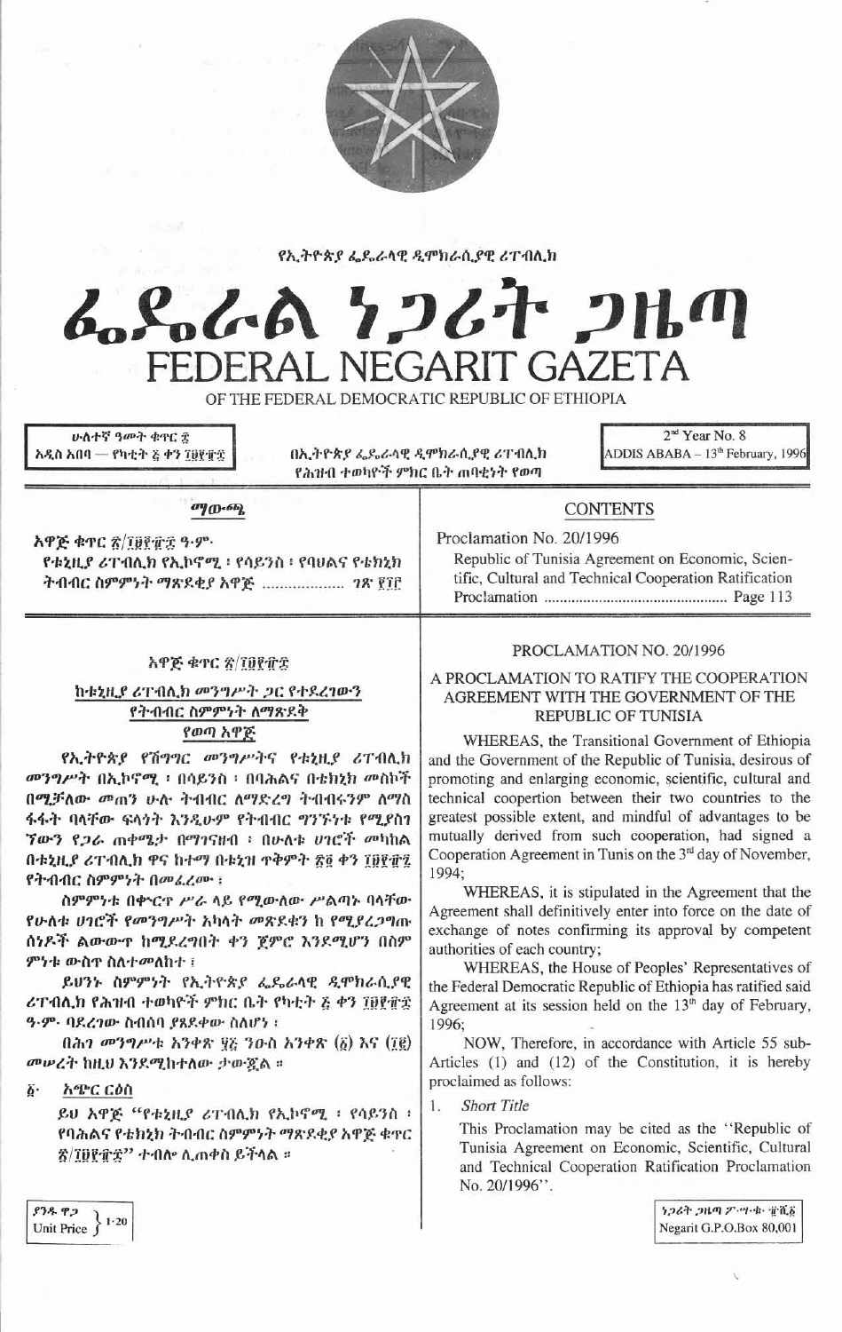የኢትዮጵያ ፌዴራላዊ ዲሞክራሲያዊ ሪፐብሊክ

# ፌዴራል ነጋሪት ጋዜጣ
# FEDERAL NEGARIT GAZETA
OF THE FEDERAL DEMOCRATIC REPUBLIC OF ETHIOPIA

ሁለተኛ ዓመት ቁጥር ፰
አዲስ አበባ — የካቲት ፭ ቀን ፲፱፻፹፰

በኢትዮጵያ ፌዴራላዊ ዲሞክራሲያዊ ሪፐብሊክ
የሕዝብ ተወካዮች ምክር ቤት ጠባቂነት የወጣ

2nd Year No. 8
ADDIS ABABA – 13th February, 1996

## ማውጫ

አዋጅ ቁጥር ፳/፲፱፻፹፰ ዓ.ም.

የቱኒዚያ ሪፐብሊክ የኢኮኖሚ ፣ የሳይንስ ፣ የባህልና የቴክኒክ ትብብር ስምምነት ማጽደቂያ አዋጅ ………………. ገጽ ፻፲፫

## CONTENTS

Proclamation No. 20/1996

Republic of Tunisia Agreement on Economic, Scientific, Cultural and Technical Cooperation Ratification Proclamation ………………………………………… Page 113

## አዋጅ ቁጥር ፳/፲፱፻፹፰

### ከቱኒዚያ ሪፐብሊክ መንግሥት ጋር የተደረገውን የትብብር ስምምነት ለማጽደቅ የወጣ አዋጅ

የኢትዮጵያ የሽግግር መንግሥትና የቱኒዚያ ሪፐብሊክ መንግሥት በኢኮኖሚ ፣ በሳይንስ ፣ በባሕልና በቴክኒክ መስኮች በሚቻለው መጠን ሁሉ ትብብር ለማድረግ ትብብሩንም ለማስፋፋት ባላቸው ፍላጎት እንዲሁም የትብብር ግንኙነቱ የሚያስገኘውን የጋራ ጠቀሜታ በማገናዘብ ፣ በሁለቱ ሀገሮች መካከል በቱኒዚያ ሪፐብሊክ ዋና ከተማ በቱኒዝ ጥቅምት ፳፬ ቀን ፲፱፻፹፯ የትብብር ስምምነት በመፈረሙ ፤

ስምምነቱ በቀጥታ ሥራ ላይ የሚውለው ሥልጣኑ ባላቸው የሁለቱ ሀገሮች የመንግሥት አካላት መጽደቁን ከ የሚያረጋግጡ ሰነዶች ልውውጥ ከሚደረግበት ቀን ጀምሮ እንደሚሆን በስምምነቱ ውስጥ ስለተመለከተ ፤

ይህንኑ ስምምነት የኢትዮጵያ ፌዴራላዊ ዲሞክራሲያዊ ሪፐብሊክ የሕዝብ ተወካዮች ምክር ቤት የካቲት ፭ ቀን ፲፱፻፹፰ ዓ.ም. ባደረገው ስብሰባ ያጸደቀው ስለሆነ ፤

በሕገ መንግሥቱ አንቀጽ ፶፭ ንዑስ አንቀጽ (፩) እና (፲፪) መሠረት ከዚህ እንደሚከተለው ታውጇል ።

**፩. አጭር ርዕስ**

ይህ አዋጅ "የቱኒዚያ ሪፐብሊክ የኢኮኖሚ ፣ የሳይንስ ፣ የባሕልና የቴክኒክ ትብብር ስምምነት ማጽደቂያ አዋጅ ቁጥር ፳/፲፱፻፹፰" ተብሎ ሊጠቀስ ይችላል ።

## PROCLAMATION NO. 20/1996

### A PROCLAMATION TO RATIFY THE COOPERATION AGREEMENT WITH THE GOVERNMENT OF THE REPUBLIC OF TUNISIA

WHEREAS, the Transitional Government of Ethiopia and the Government of the Republic of Tunisia, desirous of promoting and enlarging economic, scientific, cultural and technical coopertion between their two countries to the greatest possible extent, and mindful of advantages to be mutually derived from such cooperation, had signed a Cooperation Agreement in Tunis on the 3rd day of November, 1994;

WHEREAS, it is stipulated in the Agreement that the Agreement shall definitively enter into force on the date of exchange of notes confirming its approval by competent authorities of each country;

WHEREAS, the House of Peoples' Representatives of the Federal Democratic Republic of Ethiopia has ratified said Agreement at its session held on the 13th day of February, 1996;

NOW, Therefore, in accordance with Article 55 sub-Articles (1) and (12) of the Constitution, it is hereby proclaimed as follows:

1. *Short Title*

This Proclamation may be cited as the "Republic of Tunisia Agreement on Economic, Scientific, Cultural and Technical Cooperation Ratification Proclamation No. 20/1996".

ያንዱ ዋጋ Unit Price 1·20

ነጋሪት ጋዜጣ ፖ.ሣ.ቁ. ፹ሺ፩
Negarit G.P.O.Box 80,001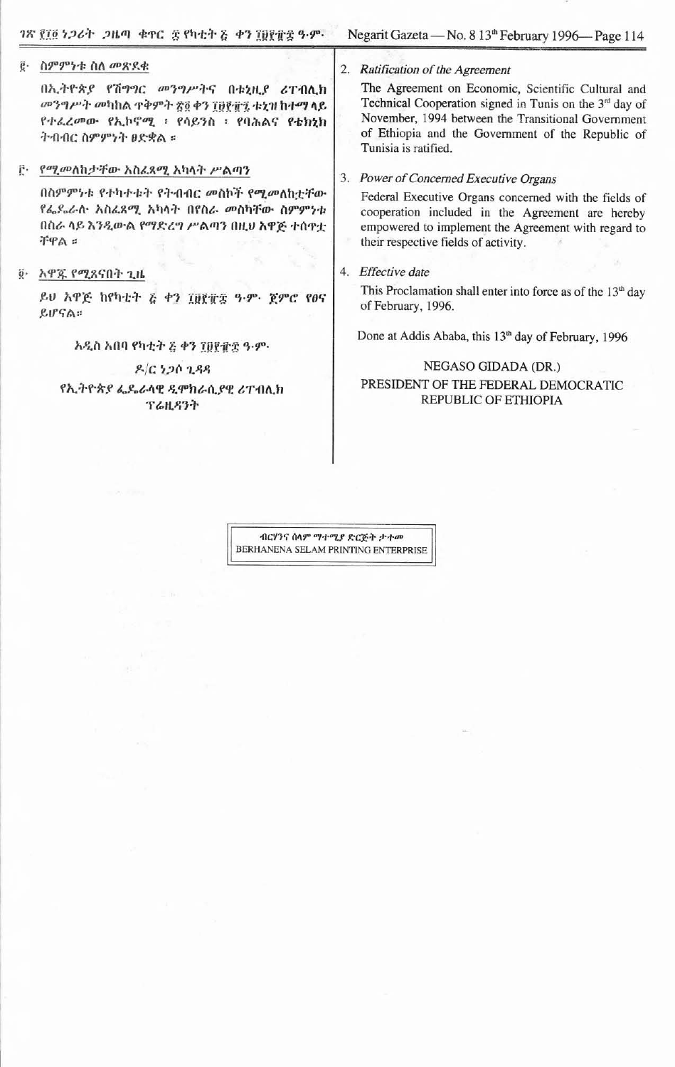፪· ስምምነቱ ስለ መጽደቁ

በኢትዮጵያ የሽግግር መንግሥትና በቱኒዚያ ሪፐብሊክ መንግሥት መካከል ጥቅምት ፳፬ ቀን ፲፱፻፹፯ ቱኒዝ ከተማ ላይ የተፈረመው የኢኮኖሚ ፣ የሳይንስ ፣ የባሕልና የቴክኒክ ትብብር ስምምነት ፀድቋል ።

፫· የሚመለከታቸው አስፈጻሚ አካላት ሥልጣን

በስምምነቱ የተካተቱት የትብብር መስኮች የሚመለከቷቸው የፌዴራሉ አስፈጻሚ አካላት በየስራ መስካቸው ስምምነቱ በስራ ላይ እንዲውል የማድረግ ሥልጣን በዚህ አዋጅ ተሰጥቷቸዋል ።

፬· አዋጁ የሚጸናበት ጊዜ

ይህ አዋጅ ከየካቲት ፭ ቀን ፲፱፻፹፰ ዓ·ም· ጀምሮ የፀና ይሆናል።

አዲስ አበባ የካቲት ፭ ቀን ፲፱፻፹፰ ዓ·ም·

ዶ/ር ነጋሶ ጊዳዳ

የኢትዮጵያ ፌዴራላዊ ዲሞክራሲያዊ ሪፐብሊክ ፕሬዚዳንት

2. *Ratification of the Agreement*

The Agreement on Economic, Scientific Cultural and Technical Cooperation signed in Tunis on the 3rd day of November, 1994 between the Transitional Government of Ethiopia and the Government of the Republic of Tunisia is ratified.

3. *Power of Concerned Executive Organs*

Federal Executive Organs concerned with the fields of cooperation included in the Agreement are hereby empowered to implement the Agreement with regard to their respective fields of activity.

4. *Effective date*

This Proclamation shall enter into force as of the 13th day of February, 1996.

Done at Addis Ababa, this 13th day of February, 1996

NEGASO GIDADA (DR.)

PRESIDENT OF THE FEDERAL DEMOCRATIC REPUBLIC OF ETHIOPIA

ብርሃንና ሰላም ማተሚያ ድርጅት ታተመ

BERHANENA SELAM PRINTING ENTERPRISE